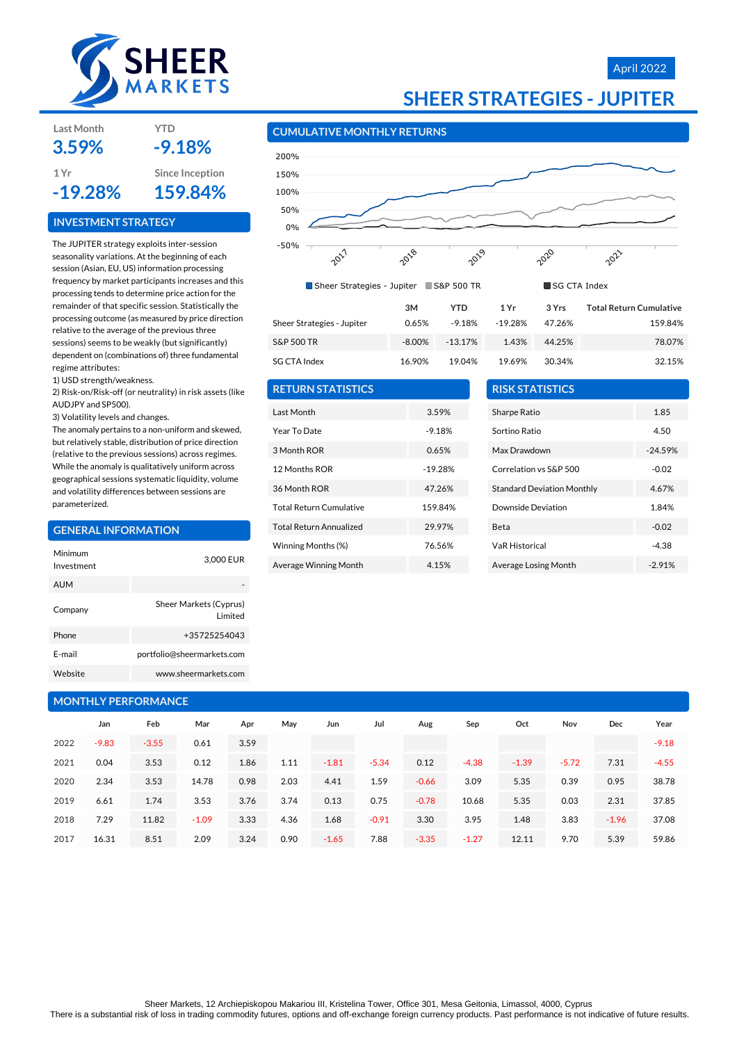# SHEER MARKETS

April 2022

# SHEER STRATEGIES - JUPITER

| Last Month | YTD |
|---|---|
| **3.59%** | **-9.18%** |

| 1 Yr | Since Inception |
|---|---|
| **-19.28%** | **159.84%** |

## INVESTMENT STRATEGY

The JUPITER strategy exploits inter-session seasonality variations. At the beginning of each session (Asian, EU, US) information processing frequency by market participants increases and this processing tends to determine price action for the remainder of that specific session. Statistically the processing outcome (as measured by price direction relative to the average of the previous three sessions) seems to be weakly (but significantly) dependent on (combinations of) three fundamental regime attributes:

1) USD strength/weakness.
2) Risk-on/Risk-off (or neutrality) in risk assets (like AUDJPY and SP500).
3) Volatility levels and changes.

The anomaly pertains to a non-uniform and skewed, but relatively stable, distribution of price direction (relative to the previous sessions) across regimes. While the anomaly is qualitatively uniform across geographical sessions systematic liquidity, volume and volatility differences between sessions are parameterized.

## GENERAL INFORMATION

| | |
|---|---|
| Minimum Investment | 3,000 EUR |
| AUM | - |
| Company | Sheer Markets (Cyprus) Limited |
| Phone | +35725254043 |
| E-mail | portfolio@sheermarkets.com |
| Website | www.sheermarkets.com |

## CUMULATIVE MONTHLY RETURNS

Sheer Strategies - Jupiter | S&P 500 TR | SG CTA Index

| | 3M | YTD | 1 Yr | 3 Yrs | Total Return Cumulative |
|---|---|---|---|---|---|
| Sheer Strategies - Jupiter | 0.65% | -9.18% | -19.28% | 47.26% | 159.84% |
| S&P 500 TR | -8.00% | -13.17% | 1.43% | 44.25% | 78.07% |
| SG CTA Index | 16.90% | 19.04% | 19.69% | 30.34% | 32.15% |

## RETURN STATISTICS

| | |
|---|---|
| Last Month | 3.59% |
| Year To Date | -9.18% |
| 3 Month ROR | 0.65% |
| 12 Months ROR | -19.28% |
| 36 Month ROR | 47.26% |
| Total Return Cumulative | 159.84% |
| Total Return Annualized | 29.97% |
| Winning Months (%) | 76.56% |
| Average Winning Month | 4.15% |

## RISK STATISTICS

| | |
|---|---|
| Sharpe Ratio | 1.85 |
| Sortino Ratio | 4.50 |
| Max Drawdown | -24.59% |
| Correlation vs S&P 500 | -0.02 |
| Standard Deviation Monthly | 4.67% |
| Downside Deviation | 1.84% |
| Beta | -0.02 |
| VaR Historical | -4.38 |
| Average Losing Month | -2.91% |

## MONTHLY PERFORMANCE

| | Jan | Feb | Mar | Apr | May | Jun | Jul | Aug | Sep | Oct | Nov | Dec | Year |
|---|---|---|---|---|---|---|---|---|---|---|---|---|---|
| 2022 | -9.83 | -3.55 | 0.61 | 3.59 | | | | | | | | | -9.18 |
| 2021 | 0.04 | 3.53 | 0.12 | 1.86 | 1.11 | -1.81 | -5.34 | 0.12 | -4.38 | -1.39 | -5.72 | 7.31 | -4.55 |
| 2020 | 2.34 | 3.53 | 14.78 | 0.98 | 2.03 | 4.41 | 1.59 | -0.66 | 3.09 | 5.35 | 0.39 | 0.95 | 38.78 |
| 2019 | 6.61 | 1.74 | 3.53 | 3.76 | 3.74 | 0.13 | 0.75 | -0.78 | 10.68 | 5.35 | 0.03 | 2.31 | 37.85 |
| 2018 | 7.29 | 11.82 | -1.09 | 3.33 | 4.36 | 1.68 | -0.91 | 3.30 | 3.95 | 1.48 | 3.83 | -1.96 | 37.08 |
| 2017 | 16.31 | 8.51 | 2.09 | 3.24 | 0.90 | -1.65 | 7.88 | -3.35 | -1.27 | 12.11 | 9.70 | 5.39 | 59.86 |

Sheer Markets, 12 Archiepiskopou Makariou III, Kristelina Tower, Office 301, Mesa Geitonia, Limassol, 4000, Cyprus
There is a substantial risk of loss in trading commodity futures, options and off-exchange foreign currency products. Past performance is not indicative of future results.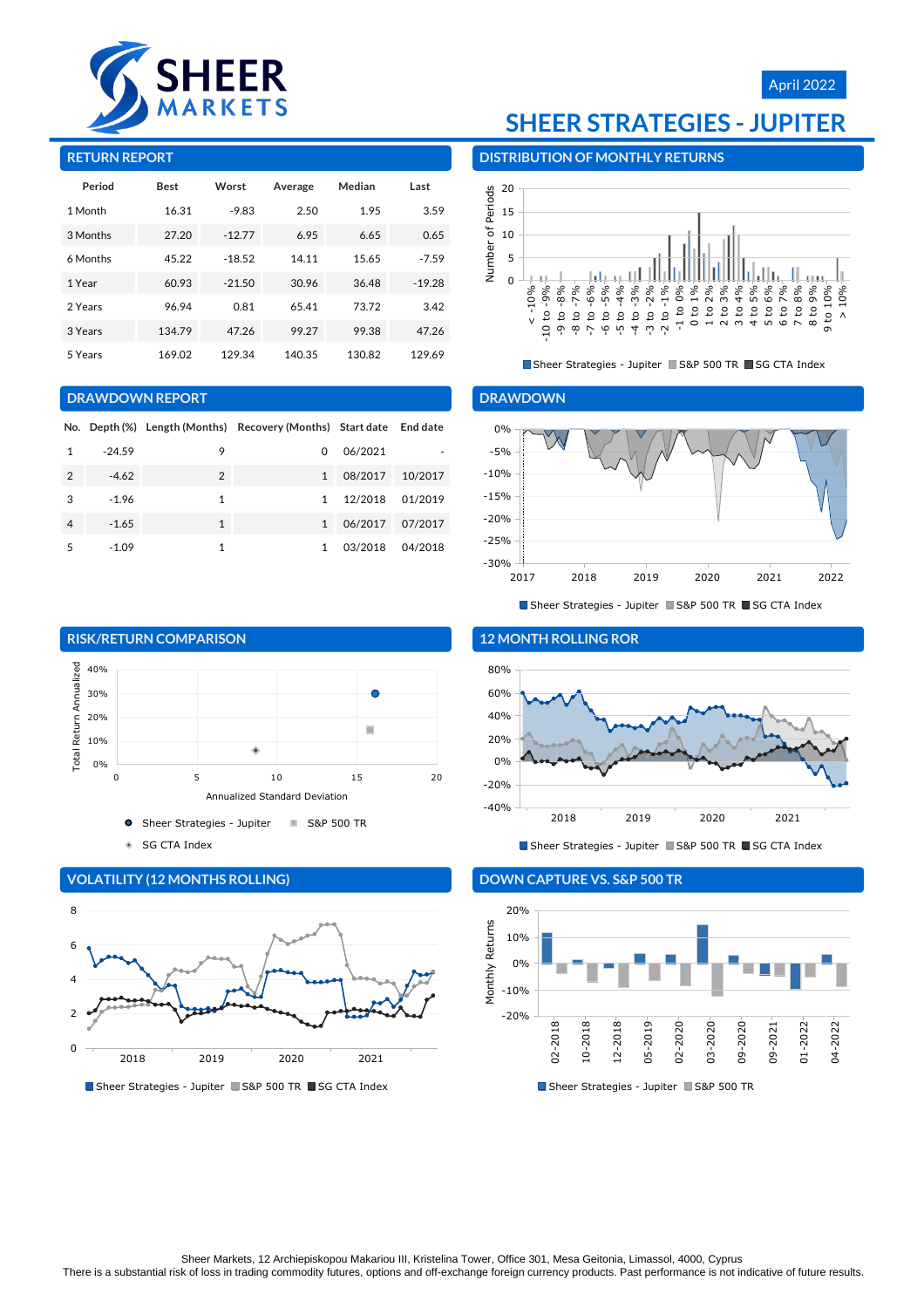April 2022

# SHEER STRATEGIES - JUPITER

## RETURN REPORT

| Period | Best | Worst | Average | Median | Last |
|---|---|---|---|---|---|
| 1 Month | 16.31 | -9.83 | 2.50 | 1.95 | 3.59 |
| 3 Months | 27.20 | -12.77 | 6.95 | 6.65 | 0.65 |
| 6 Months | 45.22 | -18.52 | 14.11 | 15.65 | -7.59 |
| 1 Year | 60.93 | -21.50 | 30.96 | 36.48 | -19.28 |
| 2 Years | 96.94 | 0.81 | 65.41 | 73.72 | 3.42 |
| 3 Years | 134.79 | 47.26 | 99.27 | 99.38 | 47.26 |
| 5 Years | 169.02 | 129.34 | 140.35 | 130.82 | 129.69 |

## DISTRIBUTION OF MONTHLY RETURNS

Sheer Strategies - Jupiter | S&P 500 TR | SG CTA Index

## DRAWDOWN REPORT

| No. | Depth (%) | Length (Months) | Recovery (Months) | Start date | End date |
|---|---|---|---|---|---|
| 1 | -24.59 | 9 | 0 | 06/2021 | - |
| 2 | -4.62 | 2 | 1 | 08/2017 | 10/2017 |
| 3 | -1.96 | 1 | 1 | 12/2018 | 01/2019 |
| 4 | -1.65 | 1 | 1 | 06/2017 | 07/2017 |
| 5 | -1.09 | 1 | 1 | 03/2018 | 04/2018 |

## DRAWDOWN

Sheer Strategies - Jupiter | S&P 500 TR | SG CTA Index

## RISK/RETURN COMPARISON

Sheer Strategies - Jupiter | S&P 500 TR | SG CTA Index

## 12 MONTH ROLLING ROR

Sheer Strategies - Jupiter | S&P 500 TR | SG CTA Index

## VOLATILITY (12 MONTHS ROLLING)

Sheer Strategies - Jupiter | S&P 500 TR | SG CTA Index

## DOWN CAPTURE VS. S&P 500 TR

Sheer Strategies - Jupiter | S&P 500 TR

Sheer Markets, 12 Archiepiskopou Makariou III, Kristelina Tower, Office 301, Mesa Geitonia, Limassol, 4000, Cyprus
There is a substantial risk of loss in trading commodity futures, options and off-exchange foreign currency products. Past performance is not indicative of future results.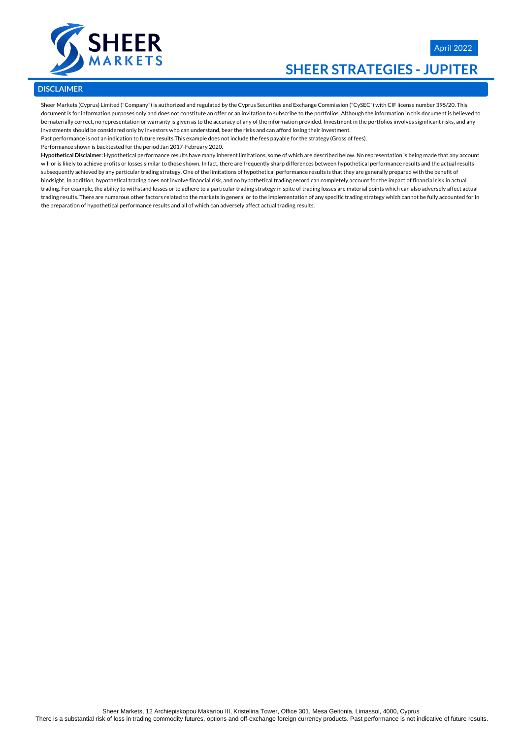## DISCLAIMER

Sheer Markets (Cyprus) Limited ("Company") is authorized and regulated by the Cyprus Securities and Exchange Commission ("CySEC") with CIF license number 395/20. This document is for information purposes only and does not constitute an offer or an invitation to subscribe to the portfolios. Although the information in this document is believed to be materially correct, no representation or warranty is given as to the accuracy of any of the information provided. Investment in the portfolios involves significant risks, and any investments should be considered only by investors who can understand, bear the risks and can afford losing their investment.

Past performance is not an indication to future results.This example does not include the fees payable for the strategy (Gross of fees).

Performance shown is backtested for the period Jan 2017-February 2020.

**Hypothetical Disclaimer:** Hypothetical performance results have many inherent limitations, some of which are described below. No representation is being made that any account will or is likely to achieve profits or losses similar to those shown. In fact, there are frequently sharp differences between hypothetical performance results and the actual results subsequently achieved by any particular trading strategy. One of the limitations of hypothetical performance results is that they are generally prepared with the benefit of hindsight. In addition, hypothetical trading does not involve financial risk, and no hypothetical trading record can completely account for the impact of financial risk in actual trading. For example, the ability to withstand losses or to adhere to a particular trading strategy in spite of trading losses are material points which can also adversely affect actual trading results. There are numerous other factors related to the markets in general or to the implementation of any specific trading strategy which cannot be fully accounted for in the preparation of hypothetical performance results and all of which can adversely affect actual trading results.